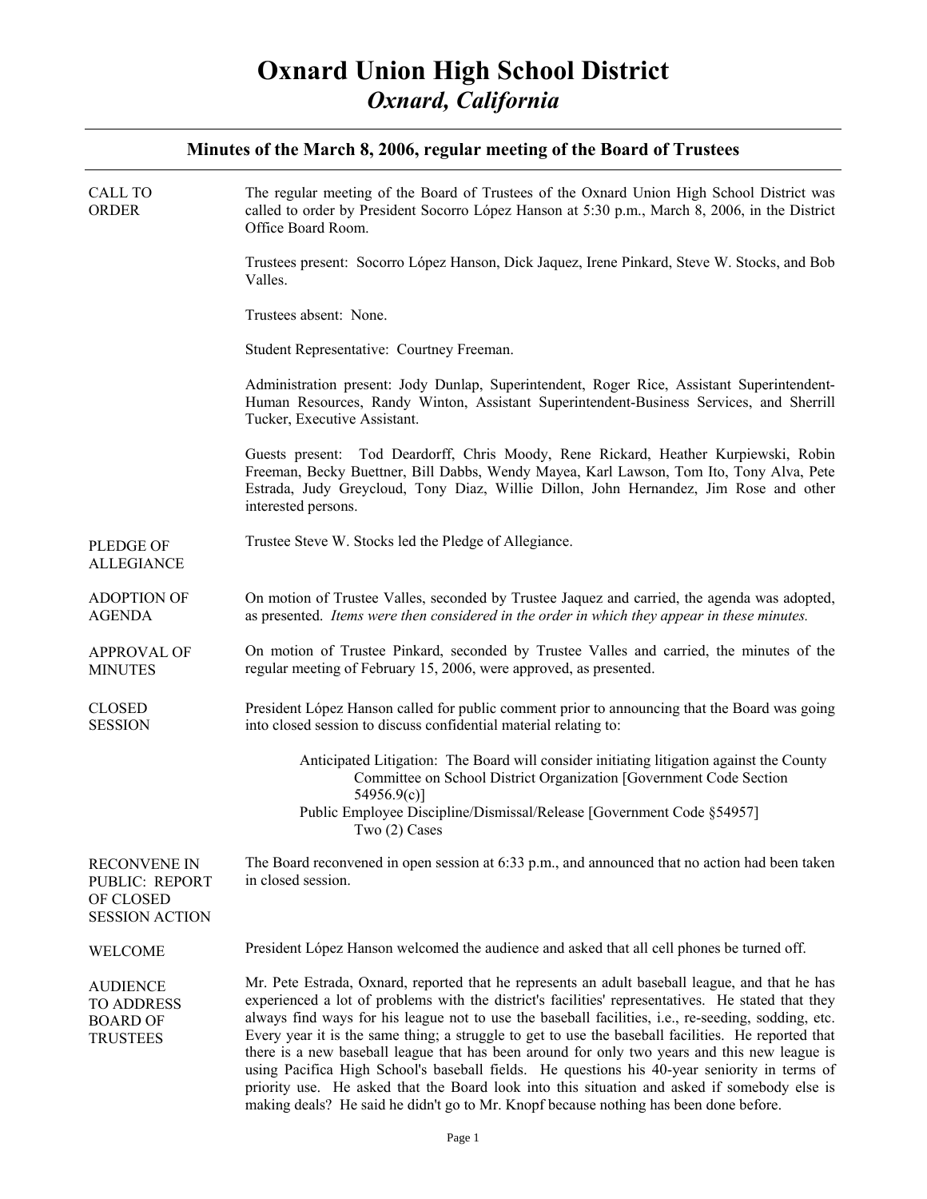# Oxnard Union High School District
## *Oxnard, California*

### Minutes of the March 8, 2006, regular meeting of the Board of Trustees

**CALL TO ORDER**

The regular meeting of the Board of Trustees of the Oxnard Union High School District was called to order by President Socorro López Hanson at 5:30 p.m., March 8, 2006, in the District Office Board Room.

Trustees present: Socorro López Hanson, Dick Jaquez, Irene Pinkard, Steve W. Stocks, and Bob Valles.

Trustees absent: None.

Student Representative: Courtney Freeman.

Administration present: Jody Dunlap, Superintendent, Roger Rice, Assistant Superintendent-Human Resources, Randy Winton, Assistant Superintendent-Business Services, and Sherrill Tucker, Executive Assistant.

Guests present: Tod Deardorff, Chris Moody, Rene Rickard, Heather Kurpiewski, Robin Freeman, Becky Buettner, Bill Dabbs, Wendy Mayea, Karl Lawson, Tom Ito, Tony Alva, Pete Estrada, Judy Greycloud, Tony Diaz, Willie Dillon, John Hernandez, Jim Rose and other interested persons.

**PLEDGE OF ALLEGIANCE**

Trustee Steve W. Stocks led the Pledge of Allegiance.

**ADOPTION OF AGENDA**

On motion of Trustee Valles, seconded by Trustee Jaquez and carried, the agenda was adopted, as presented. *Items were then considered in the order in which they appear in these minutes.*

**APPROVAL OF MINUTES**

On motion of Trustee Pinkard, seconded by Trustee Valles and carried, the minutes of the regular meeting of February 15, 2006, were approved, as presented.

**CLOSED SESSION**

President López Hanson called for public comment prior to announcing that the Board was going into closed session to discuss confidential material relating to:

> Anticipated Litigation: The Board will consider initiating litigation against the County Committee on School District Organization [Government Code Section 54956.9(c)]
>
> Public Employee Discipline/Dismissal/Release [Government Code §54957] Two (2) Cases

**RECONVENE IN PUBLIC: REPORT OF CLOSED SESSION ACTION**

The Board reconvened in open session at 6:33 p.m., and announced that no action had been taken in closed session.

**WELCOME**

President López Hanson welcomed the audience and asked that all cell phones be turned off.

**AUDIENCE TO ADDRESS BOARD OF TRUSTEES**

Mr. Pete Estrada, Oxnard, reported that he represents an adult baseball league, and that he has experienced a lot of problems with the district's facilities' representatives. He stated that they always find ways for his league not to use the baseball facilities, i.e., re-seeding, sodding, etc. Every year it is the same thing; a struggle to get to use the baseball facilities. He reported that there is a new baseball league that has been around for only two years and this new league is using Pacifica High School's baseball fields. He questions his 40-year seniority in terms of priority use. He asked that the Board look into this situation and asked if somebody else is making deals? He said he didn't go to Mr. Knopf because nothing has been done before.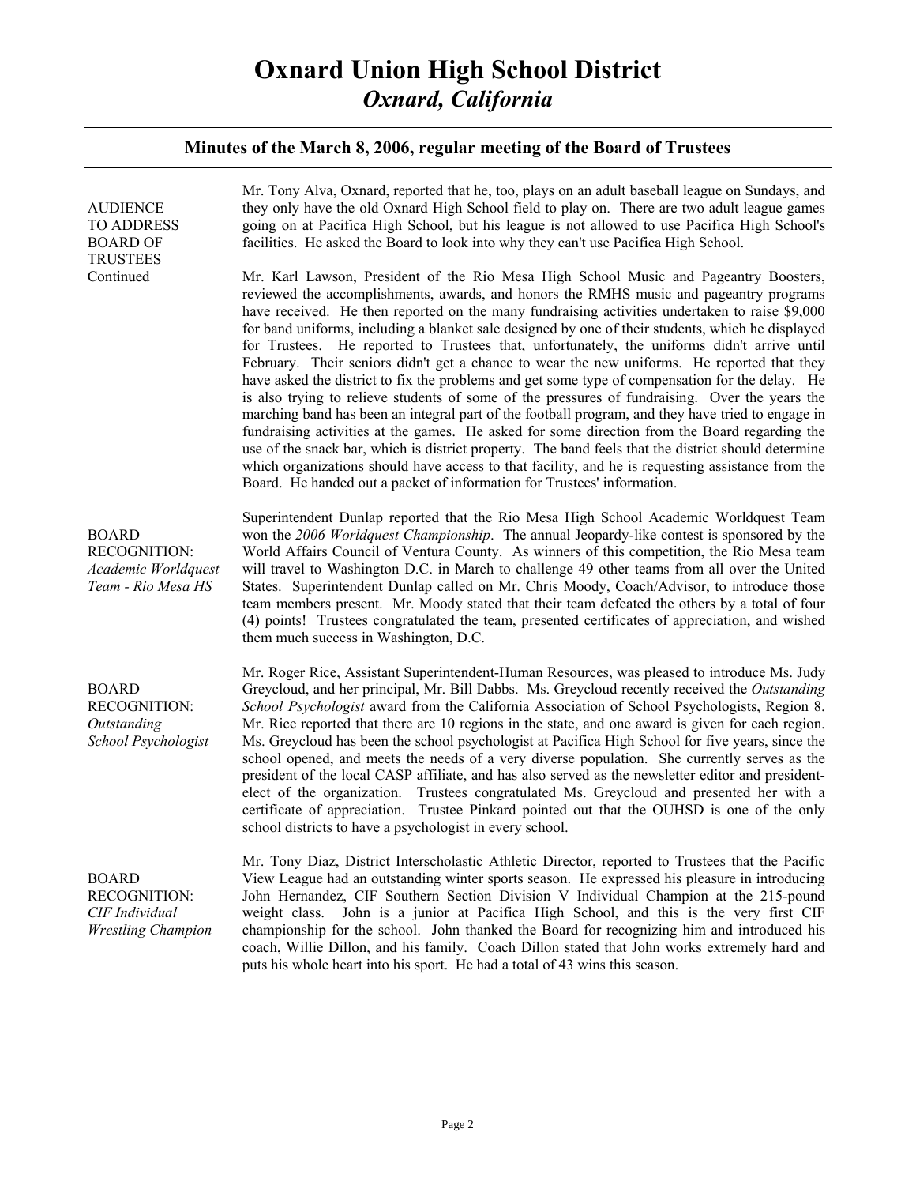# Oxnard Union High School District
## *Oxnard, California*

### Minutes of the March 8, 2006, regular meeting of the Board of Trustees

**AUDIENCE TO ADDRESS BOARD OF TRUSTEES Continued**

Mr. Tony Alva, Oxnard, reported that he, too, plays on an adult baseball league on Sundays, and they only have the old Oxnard High School field to play on. There are two adult league games going on at Pacifica High School, but his league is not allowed to use Pacifica High School's facilities. He asked the Board to look into why they can't use Pacifica High School.

Mr. Karl Lawson, President of the Rio Mesa High School Music and Pageantry Boosters, reviewed the accomplishments, awards, and honors the RMHS music and pageantry programs have received. He then reported on the many fundraising activities undertaken to raise $9,000 for band uniforms, including a blanket sale designed by one of their students, which he displayed for Trustees. He reported to Trustees that, unfortunately, the uniforms didn't arrive until February. Their seniors didn't get a chance to wear the new uniforms. He reported that they have asked the district to fix the problems and get some type of compensation for the delay. He is also trying to relieve students of some of the pressures of fundraising. Over the years the marching band has been an integral part of the football program, and they have tried to engage in fundraising activities at the games. He asked for some direction from the Board regarding the use of the snack bar, which is district property. The band feels that the district should determine which organizations should have access to that facility, and he is requesting assistance from the Board. He handed out a packet of information for Trustees' information.

**BOARD RECOGNITION:** *Academic Worldquest Team - Rio Mesa HS*

Superintendent Dunlap reported that the Rio Mesa High School Academic Worldquest Team won the *2006 Worldquest Championship*. The annual Jeopardy-like contest is sponsored by the World Affairs Council of Ventura County. As winners of this competition, the Rio Mesa team will travel to Washington D.C. in March to challenge 49 other teams from all over the United States. Superintendent Dunlap called on Mr. Chris Moody, Coach/Advisor, to introduce those team members present. Mr. Moody stated that their team defeated the others by a total of four (4) points! Trustees congratulated the team, presented certificates of appreciation, and wished them much success in Washington, D.C.

**BOARD RECOGNITION:** *Outstanding School Psychologist*

Mr. Roger Rice, Assistant Superintendent-Human Resources, was pleased to introduce Ms. Judy Greycloud, and her principal, Mr. Bill Dabbs. Ms. Greycloud recently received the *Outstanding School Psychologist* award from the California Association of School Psychologists, Region 8. Mr. Rice reported that there are 10 regions in the state, and one award is given for each region. Ms. Greycloud has been the school psychologist at Pacifica High School for five years, since the school opened, and meets the needs of a very diverse population. She currently serves as the president of the local CASP affiliate, and has also served as the newsletter editor and president-elect of the organization. Trustees congratulated Ms. Greycloud and presented her with a certificate of appreciation. Trustee Pinkard pointed out that the OUHSD is one of the only school districts to have a psychologist in every school.

**BOARD RECOGNITION:** *CIF Individual Wrestling Champion*

Mr. Tony Diaz, District Interscholastic Athletic Director, reported to Trustees that the Pacific View League had an outstanding winter sports season. He expressed his pleasure in introducing John Hernandez, CIF Southern Section Division V Individual Champion at the 215-pound weight class. John is a junior at Pacifica High School, and this is the very first CIF championship for the school. John thanked the Board for recognizing him and introduced his coach, Willie Dillon, and his family. Coach Dillon stated that John works extremely hard and puts his whole heart into his sport. He had a total of 43 wins this season.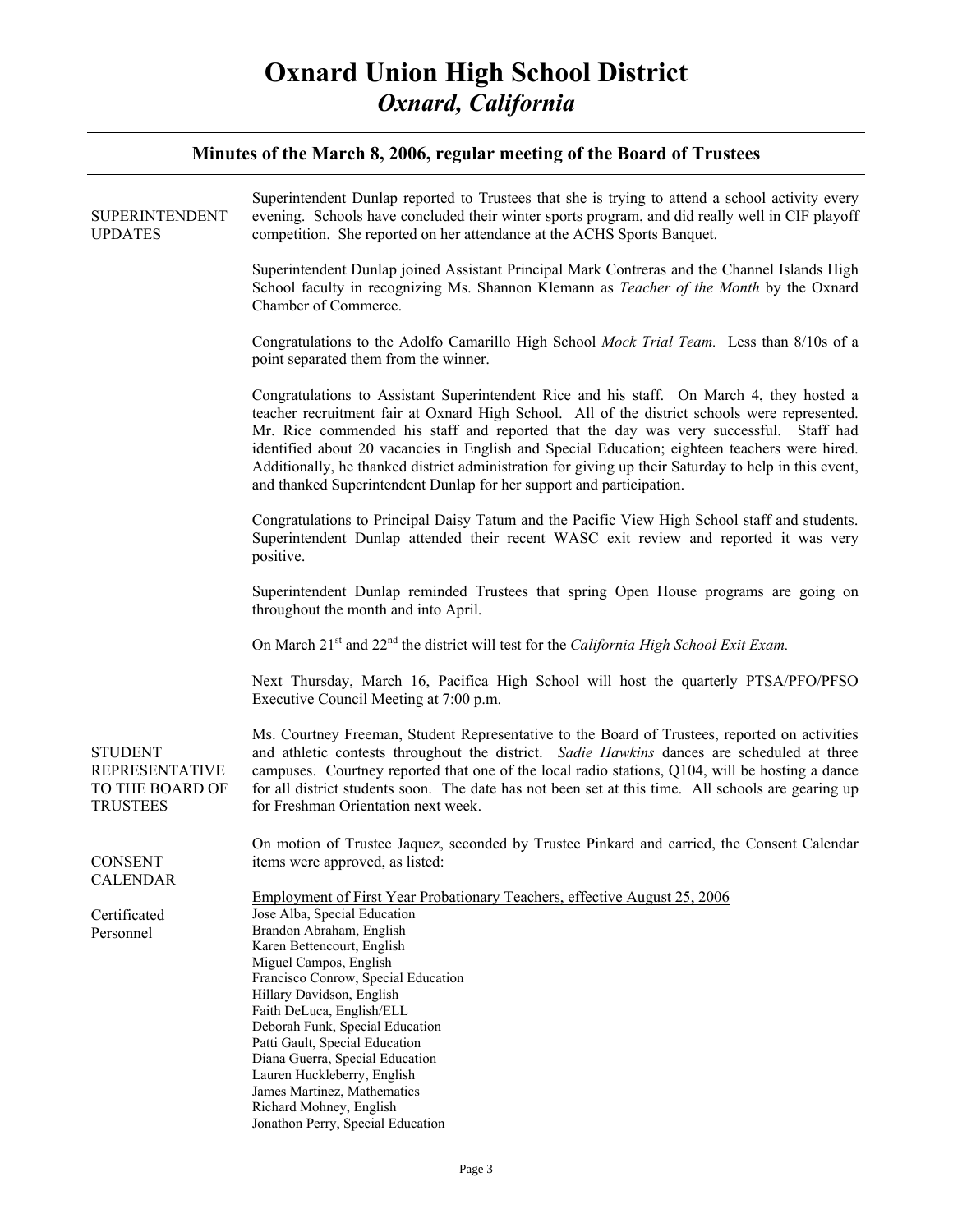# Oxnard Union High School District
## *Oxnard, California*

### Minutes of the March 8, 2006, regular meeting of the Board of Trustees

**SUPERINTENDENT UPDATES**

Superintendent Dunlap reported to Trustees that she is trying to attend a school activity every evening. Schools have concluded their winter sports program, and did really well in CIF playoff competition. She reported on her attendance at the ACHS Sports Banquet.

Superintendent Dunlap joined Assistant Principal Mark Contreras and the Channel Islands High School faculty in recognizing Ms. Shannon Klemann as *Teacher of the Month* by the Oxnard Chamber of Commerce.

Congratulations to the Adolfo Camarillo High School *Mock Trial Team*. Less than 8/10s of a point separated them from the winner.

Congratulations to Assistant Superintendent Rice and his staff. On March 4, they hosted a teacher recruitment fair at Oxnard High School. All of the district schools were represented. Mr. Rice commended his staff and reported that the day was very successful. Staff had identified about 20 vacancies in English and Special Education; eighteen teachers were hired. Additionally, he thanked district administration for giving up their Saturday to help in this event, and thanked Superintendent Dunlap for her support and participation.

Congratulations to Principal Daisy Tatum and the Pacific View High School staff and students. Superintendent Dunlap attended their recent WASC exit review and reported it was very positive.

Superintendent Dunlap reminded Trustees that spring Open House programs are going on throughout the month and into April.

On March 21st and 22nd the district will test for the *California High School Exit Exam.*

Next Thursday, March 16, Pacifica High School will host the quarterly PTSA/PFO/PFSO Executive Council Meeting at 7:00 p.m.

**STUDENT REPRESENTATIVE TO THE BOARD OF TRUSTEES**

Ms. Courtney Freeman, Student Representative to the Board of Trustees, reported on activities and athletic contests throughout the district. *Sadie Hawkins* dances are scheduled at three campuses. Courtney reported that one of the local radio stations, Q104, will be hosting a dance for all district students soon. The date has not been set at this time. All schools are gearing up for Freshman Orientation next week.

**CONSENT CALENDAR**

On motion of Trustee Jaquez, seconded by Trustee Pinkard and carried, the Consent Calendar items were approved, as listed:

**Certificated Personnel**

Employment of First Year Probationary Teachers, effective August 25, 2006

Jose Alba, Special Education
Brandon Abraham, English
Karen Bettencourt, English
Miguel Campos, English
Francisco Conrow, Special Education
Hillary Davidson, English
Faith DeLuca, English/ELL
Deborah Funk, Special Education
Patti Gault, Special Education
Diana Guerra, Special Education
Lauren Huckleberry, English
James Martinez, Mathematics
Richard Mohney, English
Jonathon Perry, Special Education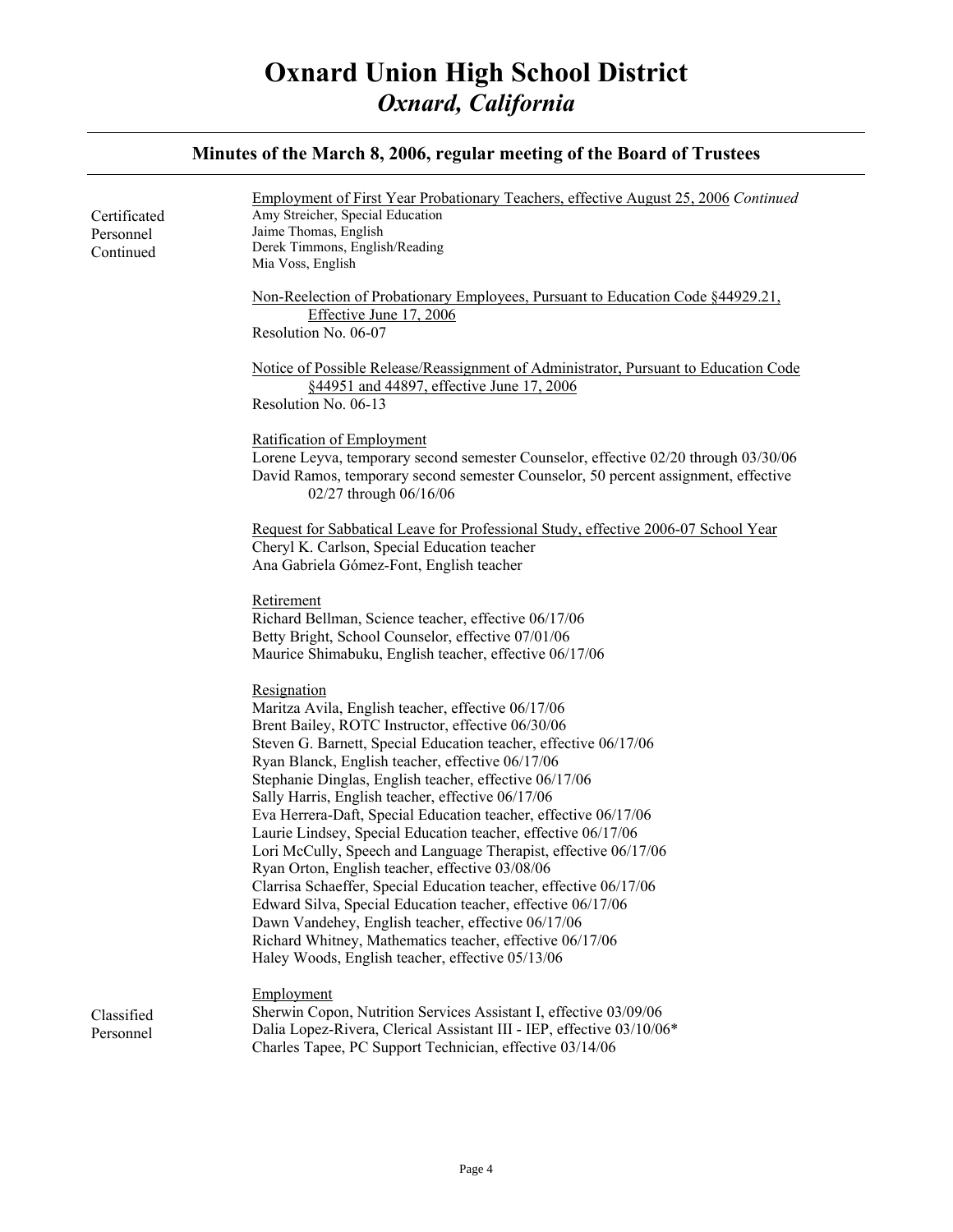# Oxnard Union High School District
## *Oxnard, California*

### Minutes of the March 8, 2006, regular meeting of the Board of Trustees

**Certificated Personnel Continued**

Employment of First Year Probationary Teachers, effective August 25, 2006 *Continued*

Amy Streicher, Special Education
Jaime Thomas, English
Derek Timmons, English/Reading
Mia Voss, English

Non-Reelection of Probationary Employees, Pursuant to Education Code §44929.21, Effective June 17, 2006

Resolution No. 06-07

Notice of Possible Release/Reassignment of Administrator, Pursuant to Education Code §44951 and 44897, effective June 17, 2006

Resolution No. 06-13

Ratification of Employment

Lorene Leyva, temporary second semester Counselor, effective 02/20 through 03/30/06
David Ramos, temporary second semester Counselor, 50 percent assignment, effective 02/27 through 06/16/06

Request for Sabbatical Leave for Professional Study, effective 2006-07 School Year

Cheryl K. Carlson, Special Education teacher
Ana Gabriela Gómez-Font, English teacher

Retirement

Richard Bellman, Science teacher, effective 06/17/06
Betty Bright, School Counselor, effective 07/01/06
Maurice Shimabuku, English teacher, effective 06/17/06

Resignation

Maritza Avila, English teacher, effective 06/17/06
Brent Bailey, ROTC Instructor, effective 06/30/06
Steven G. Barnett, Special Education teacher, effective 06/17/06
Ryan Blanck, English teacher, effective 06/17/06
Stephanie Dinglas, English teacher, effective 06/17/06
Sally Harris, English teacher, effective 06/17/06
Eva Herrera-Daft, Special Education teacher, effective 06/17/06
Laurie Lindsey, Special Education teacher, effective 06/17/06
Lori McCully, Speech and Language Therapist, effective 06/17/06
Ryan Orton, English teacher, effective 03/08/06
Clarrisa Schaeffer, Special Education teacher, effective 06/17/06
Edward Silva, Special Education teacher, effective 06/17/06
Dawn Vandehey, English teacher, effective 06/17/06
Richard Whitney, Mathematics teacher, effective 06/17/06
Haley Woods, English teacher, effective 05/13/06

**Classified Personnel**

Employment

Sherwin Copon, Nutrition Services Assistant I, effective 03/09/06
Dalia Lopez-Rivera, Clerical Assistant III - IEP, effective 03/10/06*
Charles Tapee, PC Support Technician, effective 03/14/06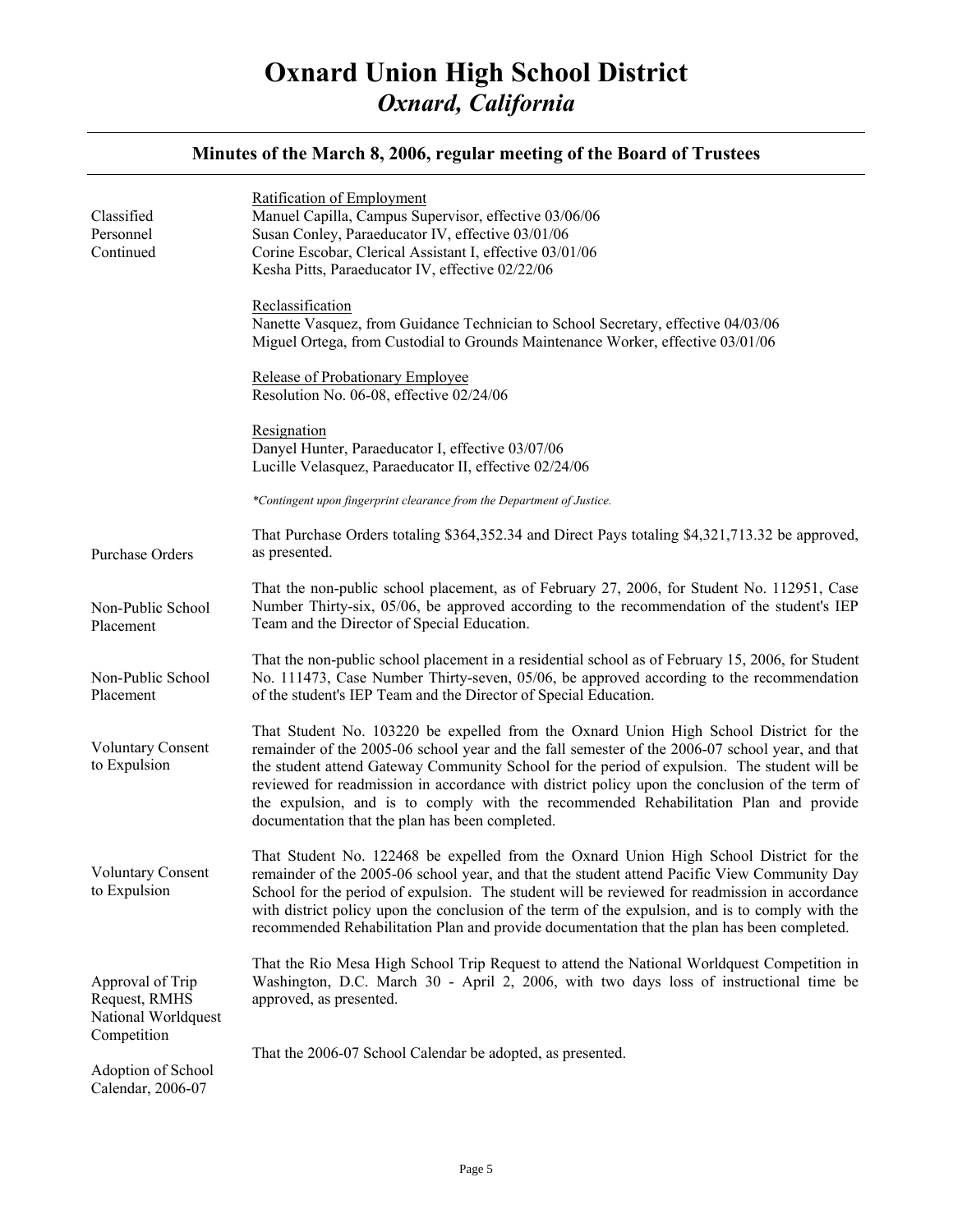# Oxnard Union High School District

## *Oxnard, California*

### Minutes of the March 8, 2006, regular meeting of the Board of Trustees

**Classified Personnel Continued**

Ratification of Employment
Manuel Capilla, Campus Supervisor, effective 03/06/06
Susan Conley, Paraeducator IV, effective 03/01/06
Corine Escobar, Clerical Assistant I, effective 03/01/06
Kesha Pitts, Paraeducator IV, effective 02/22/06

Reclassification
Nanette Vasquez, from Guidance Technician to School Secretary, effective 04/03/06
Miguel Ortega, from Custodial to Grounds Maintenance Worker, effective 03/01/06

Release of Probationary Employee
Resolution No. 06-08, effective 02/24/06

Resignation
Danyel Hunter, Paraeducator I, effective 03/07/06
Lucille Velasquez, Paraeducator II, effective 02/24/06

*\*Contingent upon fingerprint clearance from the Department of Justice.*

**Purchase Orders**

That Purchase Orders totaling $364,352.34 and Direct Pays totaling $4,321,713.32 be approved, as presented.

**Non-Public School Placement**

That the non-public school placement, as of February 27, 2006, for Student No. 112951, Case Number Thirty-six, 05/06, be approved according to the recommendation of the student's IEP Team and the Director of Special Education.

**Non-Public School Placement**

That the non-public school placement in a residential school as of February 15, 2006, for Student No. 111473, Case Number Thirty-seven, 05/06, be approved according to the recommendation of the student's IEP Team and the Director of Special Education.

**Voluntary Consent to Expulsion**

That Student No. 103220 be expelled from the Oxnard Union High School District for the remainder of the 2005-06 school year and the fall semester of the 2006-07 school year, and that the student attend Gateway Community School for the period of expulsion. The student will be reviewed for readmission in accordance with district policy upon the conclusion of the term of the expulsion, and is to comply with the recommended Rehabilitation Plan and provide documentation that the plan has been completed.

**Voluntary Consent to Expulsion**

That Student No. 122468 be expelled from the Oxnard Union High School District for the remainder of the 2005-06 school year, and that the student attend Pacific View Community Day School for the period of expulsion. The student will be reviewed for readmission in accordance with district policy upon the conclusion of the term of the expulsion, and is to comply with the recommended Rehabilitation Plan and provide documentation that the plan has been completed.

**Approval of Trip Request, RMHS National Worldquest Competition**

That the Rio Mesa High School Trip Request to attend the National Worldquest Competition in Washington, D.C. March 30 - April 2, 2006, with two days loss of instructional time be approved, as presented.

**Adoption of School Calendar, 2006-07**

That the 2006-07 School Calendar be adopted, as presented.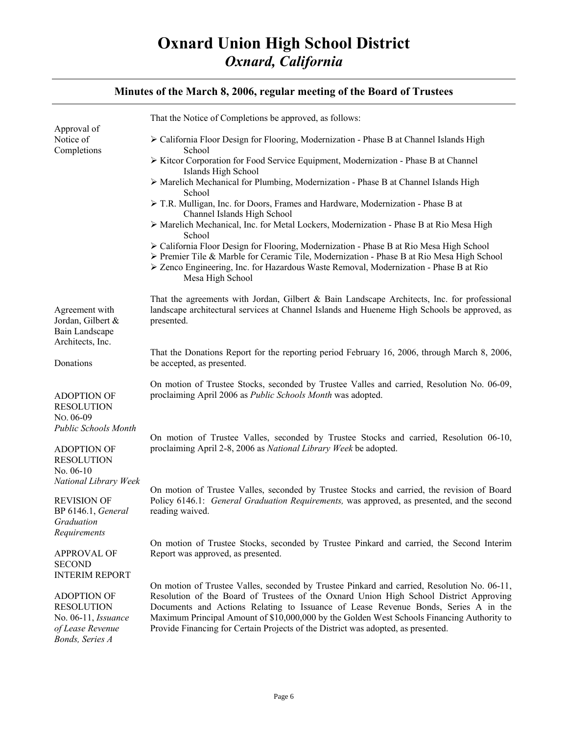# Oxnard Union High School District

## *Oxnard, California*

### Minutes of the March 8, 2006, regular meeting of the Board of Trustees

**Approval of Notice of Completions**

That the Notice of Completions be approved, as follows:

- California Floor Design for Flooring, Modernization - Phase B at Channel Islands High School
- Kitcor Corporation for Food Service Equipment, Modernization - Phase B at Channel Islands High School
- Marelich Mechanical for Plumbing, Modernization - Phase B at Channel Islands High School
- T.R. Mulligan, Inc. for Doors, Frames and Hardware, Modernization - Phase B at Channel Islands High School
- Marelich Mechanical, Inc. for Metal Lockers, Modernization - Phase B at Rio Mesa High School
- California Floor Design for Flooring, Modernization - Phase B at Rio Mesa High School
- Premier Tile & Marble for Ceramic Tile, Modernization - Phase B at Rio Mesa High School
- Zenco Engineering, Inc. for Hazardous Waste Removal, Modernization - Phase B at Rio Mesa High School

**Agreement with Jordan, Gilbert & Bain Landscape Architects, Inc.**

That the agreements with Jordan, Gilbert & Bain Landscape Architects, Inc. for professional landscape architectural services at Channel Islands and Hueneme High Schools be approved, as presented.

**Donations**

That the Donations Report for the reporting period February 16, 2006, through March 8, 2006, be accepted, as presented.

**ADOPTION OF RESOLUTION NO. 06-09** *Public Schools Month*

On motion of Trustee Stocks, seconded by Trustee Valles and carried, Resolution No. 06-09, proclaiming April 2006 as *Public Schools Month* was adopted.

**ADOPTION OF RESOLUTION No. 06-10** *National Library Week*

On motion of Trustee Valles, seconded by Trustee Stocks and carried, Resolution 06-10, proclaiming April 2-8, 2006 as *National Library Week* be adopted.

**REVISION OF BP 6146.1,** *General Graduation Requirements*

On motion of Trustee Valles, seconded by Trustee Stocks and carried, the revision of Board Policy 6146.1: *General Graduation Requirements,* was approved, as presented, and the second reading waived.

**APPROVAL OF SECOND INTERIM REPORT**

On motion of Trustee Stocks, seconded by Trustee Pinkard and carried, the Second Interim Report was approved, as presented.

**ADOPTION OF RESOLUTION No. 06-11,** *Issuance of Lease Revenue Bonds, Series A*

On motion of Trustee Valles, seconded by Trustee Pinkard and carried, Resolution No. 06-11, Resolution of the Board of Trustees of the Oxnard Union High School District Approving Documents and Actions Relating to Issuance of Lease Revenue Bonds, Series A in the Maximum Principal Amount of $10,000,000 by the Golden West Schools Financing Authority to Provide Financing for Certain Projects of the District was adopted, as presented.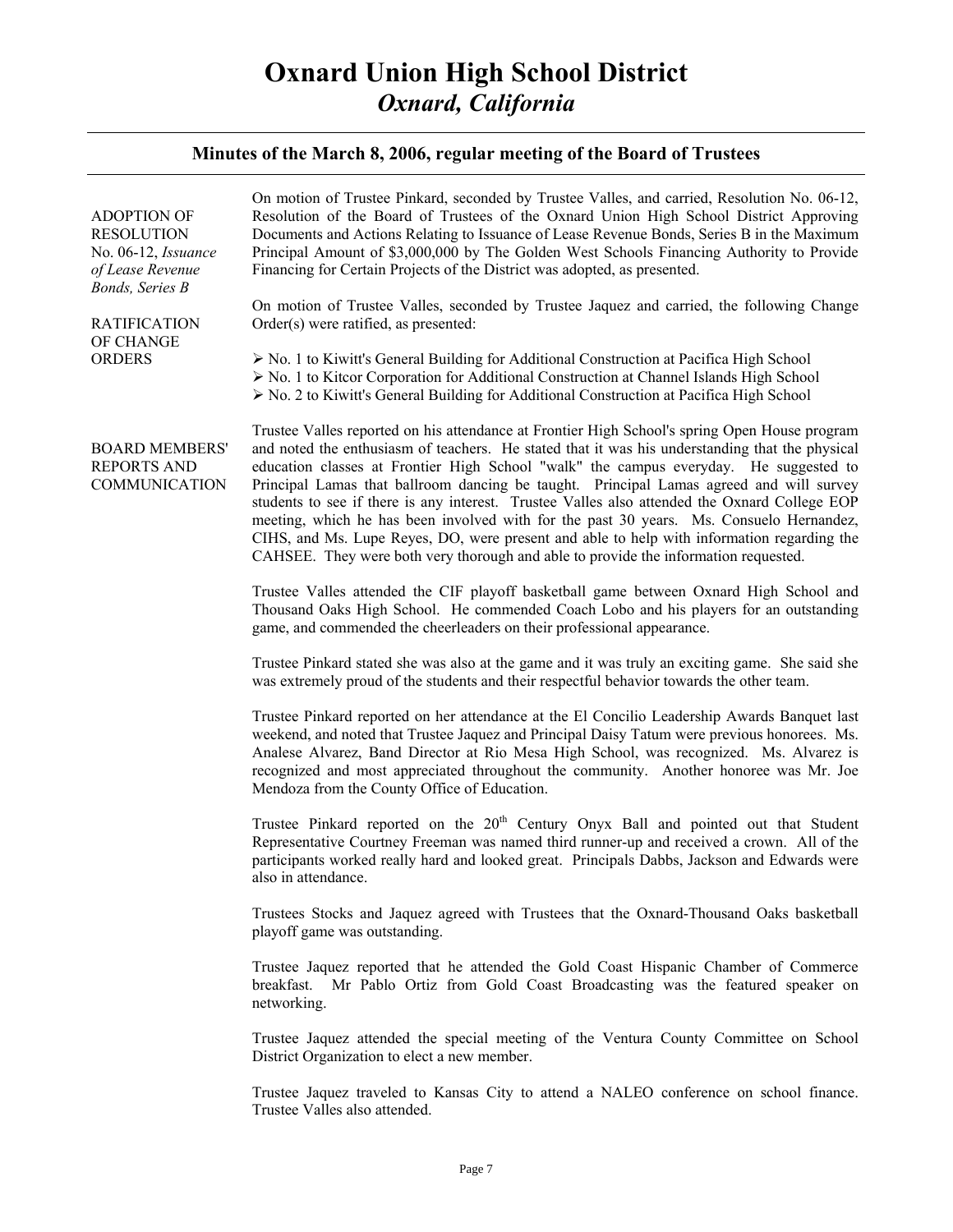# Oxnard Union High School District
## *Oxnard, California*

### Minutes of the March 8, 2006, regular meeting of the Board of Trustees

**ADOPTION OF RESOLUTION No. 06-12, *Issuance of Lease Revenue Bonds, Series B***

On motion of Trustee Pinkard, seconded by Trustee Valles, and carried, Resolution No. 06-12, Resolution of the Board of Trustees of the Oxnard Union High School District Approving Documents and Actions Relating to Issuance of Lease Revenue Bonds, Series B in the Maximum Principal Amount of $3,000,000 by The Golden West Schools Financing Authority to Provide Financing for Certain Projects of the District was adopted, as presented.

**RATIFICATION OF CHANGE ORDERS**

On motion of Trustee Valles, seconded by Trustee Jaquez and carried, the following Change Order(s) were ratified, as presented:

- No. 1 to Kiwitt's General Building for Additional Construction at Pacifica High School
- No. 1 to Kitcor Corporation for Additional Construction at Channel Islands High School
- No. 2 to Kiwitt's General Building for Additional Construction at Pacifica High School

**BOARD MEMBERS' REPORTS AND COMMUNICATION**

Trustee Valles reported on his attendance at Frontier High School's spring Open House program and noted the enthusiasm of teachers. He stated that it was his understanding that the physical education classes at Frontier High School "walk" the campus everyday. He suggested to Principal Lamas that ballroom dancing be taught. Principal Lamas agreed and will survey students to see if there is any interest. Trustee Valles also attended the Oxnard College EOP meeting, which he has been involved with for the past 30 years. Ms. Consuelo Hernandez, CIHS, and Ms. Lupe Reyes, DO, were present and able to help with information regarding the CAHSEE. They were both very thorough and able to provide the information requested.

Trustee Valles attended the CIF playoff basketball game between Oxnard High School and Thousand Oaks High School. He commended Coach Lobo and his players for an outstanding game, and commended the cheerleaders on their professional appearance.

Trustee Pinkard stated she was also at the game and it was truly an exciting game. She said she was extremely proud of the students and their respectful behavior towards the other team.

Trustee Pinkard reported on her attendance at the El Concilio Leadership Awards Banquet last weekend, and noted that Trustee Jaquez and Principal Daisy Tatum were previous honorees. Ms. Analese Alvarez, Band Director at Rio Mesa High School, was recognized. Ms. Alvarez is recognized and most appreciated throughout the community. Another honoree was Mr. Joe Mendoza from the County Office of Education.

Trustee Pinkard reported on the 20th Century Onyx Ball and pointed out that Student Representative Courtney Freeman was named third runner-up and received a crown. All of the participants worked really hard and looked great. Principals Dabbs, Jackson and Edwards were also in attendance.

Trustees Stocks and Jaquez agreed with Trustees that the Oxnard-Thousand Oaks basketball playoff game was outstanding.

Trustee Jaquez reported that he attended the Gold Coast Hispanic Chamber of Commerce breakfast. Mr Pablo Ortiz from Gold Coast Broadcasting was the featured speaker on networking.

Trustee Jaquez attended the special meeting of the Ventura County Committee on School District Organization to elect a new member.

Trustee Jaquez traveled to Kansas City to attend a NALEO conference on school finance. Trustee Valles also attended.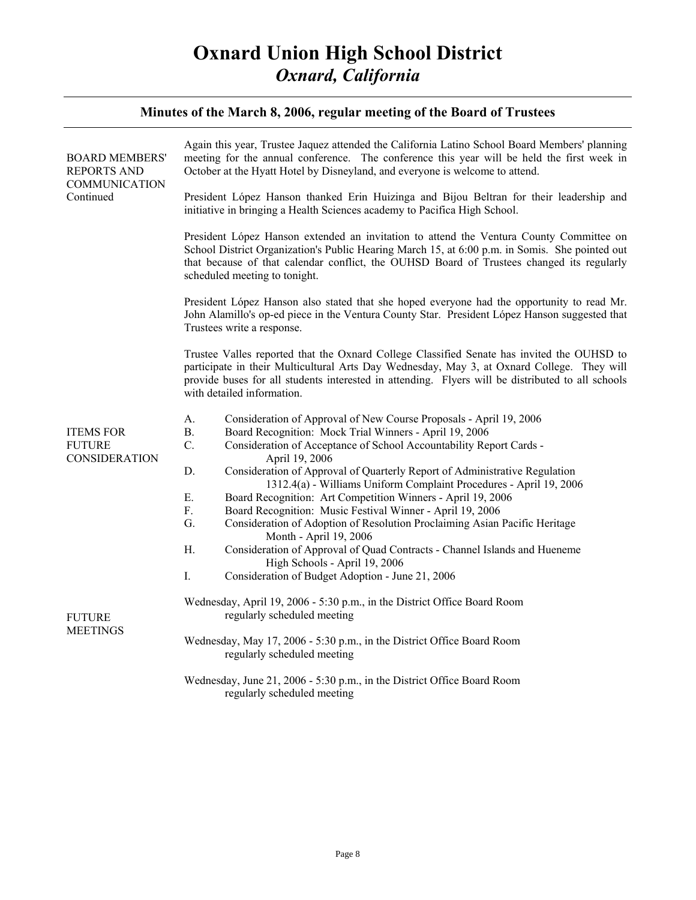# Oxnard Union High School District

## *Oxnard, California*

### Minutes of the March 8, 2006, regular meeting of the Board of Trustees

**BOARD MEMBERS' REPORTS AND COMMUNICATION Continued**

Again this year, Trustee Jaquez attended the California Latino School Board Members' planning meeting for the annual conference. The conference this year will be held the first week in October at the Hyatt Hotel by Disneyland, and everyone is welcome to attend.

President López Hanson thanked Erin Huizinga and Bijou Beltran for their leadership and initiative in bringing a Health Sciences academy to Pacifica High School.

President López Hanson extended an invitation to attend the Ventura County Committee on School District Organization's Public Hearing March 15, at 6:00 p.m. in Somis. She pointed out that because of that calendar conflict, the OUHSD Board of Trustees changed its regularly scheduled meeting to tonight.

President López Hanson also stated that she hoped everyone had the opportunity to read Mr. John Alamillo's op-ed piece in the Ventura County Star. President López Hanson suggested that Trustees write a response.

Trustee Valles reported that the Oxnard College Classified Senate has invited the OUHSD to participate in their Multicultural Arts Day Wednesday, May 3, at Oxnard College. They will provide buses for all students interested in attending. Flyers will be distributed to all schools with detailed information.

**ITEMS FOR FUTURE CONSIDERATION**

A. Consideration of Approval of New Course Proposals - April 19, 2006
B. Board Recognition: Mock Trial Winners - April 19, 2006
C. Consideration of Acceptance of School Accountability Report Cards - April 19, 2006
D. Consideration of Approval of Quarterly Report of Administrative Regulation 1312.4(a) - Williams Uniform Complaint Procedures - April 19, 2006
E. Board Recognition: Art Competition Winners - April 19, 2006
F. Board Recognition: Music Festival Winner - April 19, 2006
G. Consideration of Adoption of Resolution Proclaiming Asian Pacific Heritage Month - April 19, 2006
H. Consideration of Approval of Quad Contracts - Channel Islands and Hueneme High Schools - April 19, 2006
I. Consideration of Budget Adoption - June 21, 2006

**FUTURE MEETINGS**

Wednesday, April 19, 2006 - 5:30 p.m., in the District Office Board Room
regularly scheduled meeting

Wednesday, May 17, 2006 - 5:30 p.m., in the District Office Board Room
regularly scheduled meeting

Wednesday, June 21, 2006 - 5:30 p.m., in the District Office Board Room
regularly scheduled meeting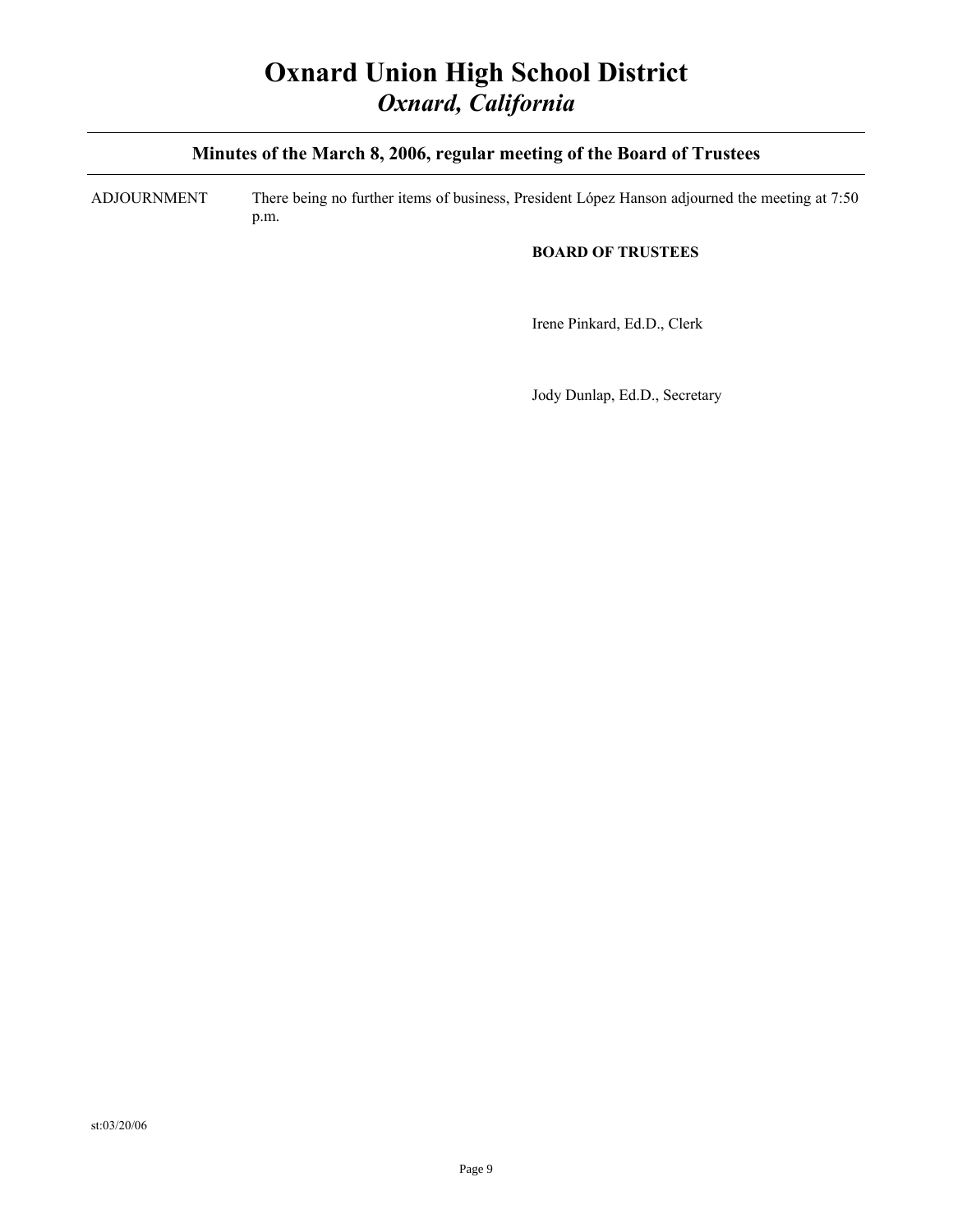# Oxnard Union High School District
## *Oxnard, California*

### Minutes of the March 8, 2006, regular meeting of the Board of Trustees

ADJOURNMENT — There being no further items of business, President López Hanson adjourned the meeting at 7:50 p.m.

**BOARD OF TRUSTEES**

Irene Pinkard, Ed.D., Clerk

Jody Dunlap, Ed.D., Secretary

st:03/20/06